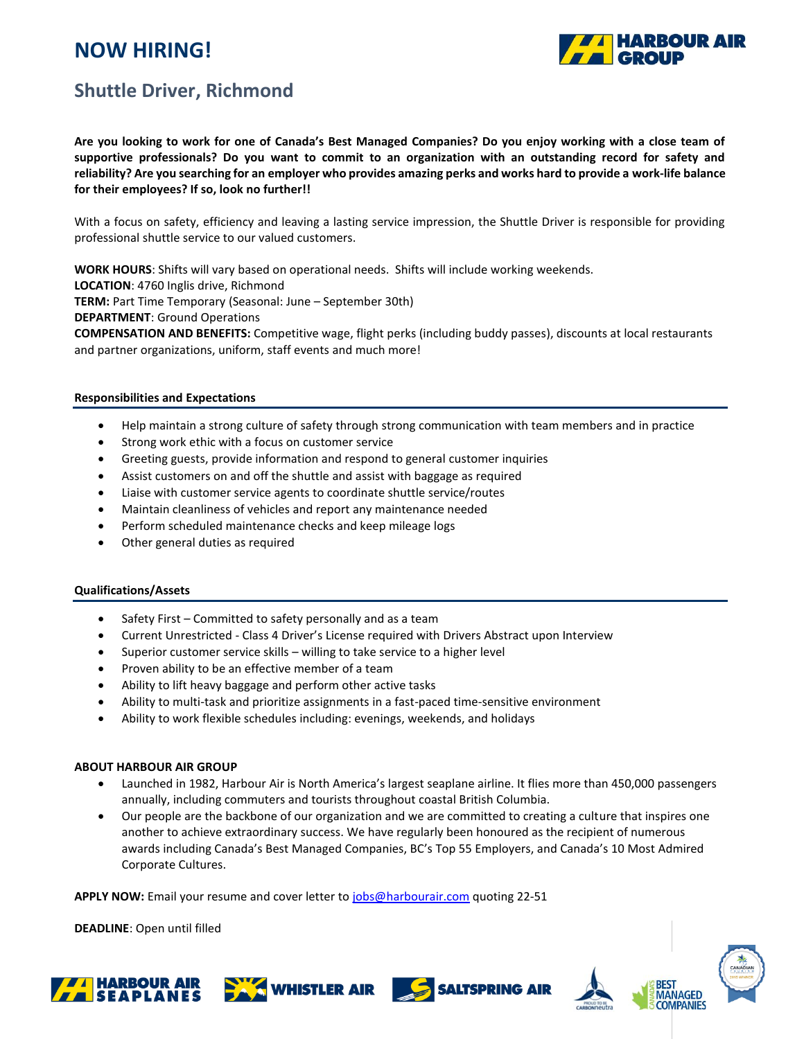# NOW HIRING!

## Shuttle Driver, Richmond

**Are you looking to work for one of Canada's Best Managed Companies? Do you enjoy working with a close team of supportive professionals? Do you want to commit to an organization with an outstanding record for safety and reliability? Are you searching for an employer who provides amazing perks and works hard to provide a work-life balance for their employees? If so, look no further!!**

With a focus on safety, efficiency and leaving a lasting service impression, the Shuttle Driver is responsible for providing professional shuttle service to our valued customers.

**WORK HOURS**: Shifts will vary based on operational needs. Shifts will include working weekends.
**LOCATION**: 4760 Inglis drive, Richmond
**TERM:** Part Time Temporary (Seasonal: June – September 30th)
**DEPARTMENT**: Ground Operations
**COMPENSATION AND BENEFITS:** Competitive wage, flight perks (including buddy passes), discounts at local restaurants and partner organizations, uniform, staff events and much more!

### Responsibilities and Expectations

- Help maintain a strong culture of safety through strong communication with team members and in practice
- Strong work ethic with a focus on customer service
- Greeting guests, provide information and respond to general customer inquiries
- Assist customers on and off the shuttle and assist with baggage as required
- Liaise with customer service agents to coordinate shuttle service/routes
- Maintain cleanliness of vehicles and report any maintenance needed
- Perform scheduled maintenance checks and keep mileage logs
- Other general duties as required

### Qualifications/Assets

- Safety First – Committed to safety personally and as a team
- Current Unrestricted - Class 4 Driver's License required with Drivers Abstract upon Interview
- Superior customer service skills – willing to take service to a higher level
- Proven ability to be an effective member of a team
- Ability to lift heavy baggage and perform other active tasks
- Ability to multi-task and prioritize assignments in a fast-paced time-sensitive environment
- Ability to work flexible schedules including: evenings, weekends, and holidays

### ABOUT HARBOUR AIR GROUP

- Launched in 1982, Harbour Air is North America's largest seaplane airline. It flies more than 450,000 passengers annually, including commuters and tourists throughout coastal British Columbia.
- Our people are the backbone of our organization and we are committed to creating a culture that inspires one another to achieve extraordinary success. We have regularly been honoured as the recipient of numerous awards including Canada's Best Managed Companies, BC's Top 55 Employers, and Canada's 10 Most Admired Corporate Cultures.

**APPLY NOW:** Email your resume and cover letter to jobs@harbourair.com quoting 22-51

**DEADLINE**: Open until filled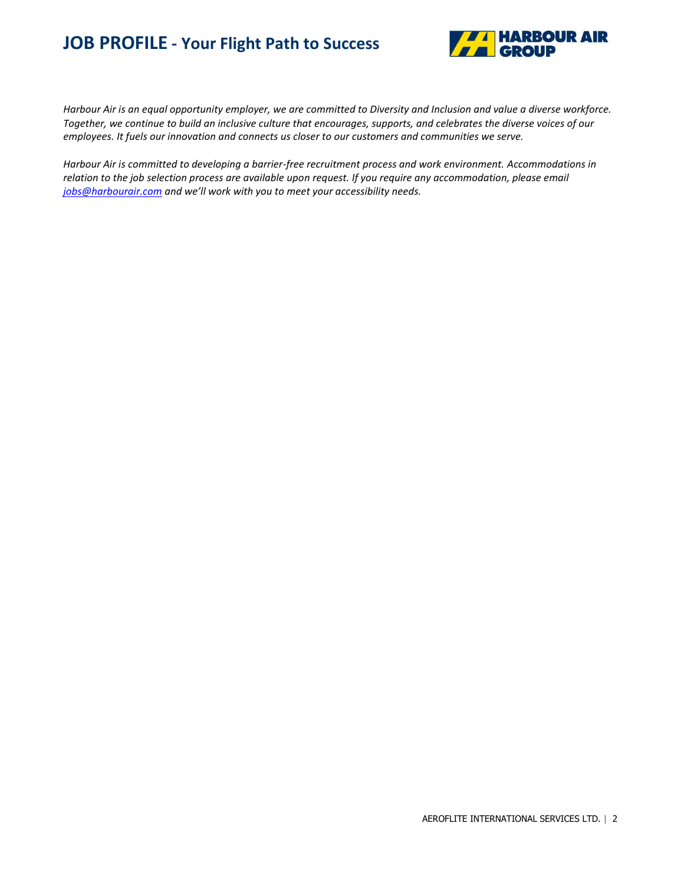*Harbour Air is an equal opportunity employer, we are committed to Diversity and Inclusion and value a diverse workforce. Together, we continue to build an inclusive culture that encourages, supports, and celebrates the diverse voices of our employees. It fuels our innovation and connects us closer to our customers and communities we serve.*

*Harbour Air is committed to developing a barrier-free recruitment process and work environment. Accommodations in relation to the job selection process are available upon request. If you require any accommodation, please email [jobs@harbourair.com](mailto:jobs@harbourair.com) and we'll work with you to meet your accessibility needs.*